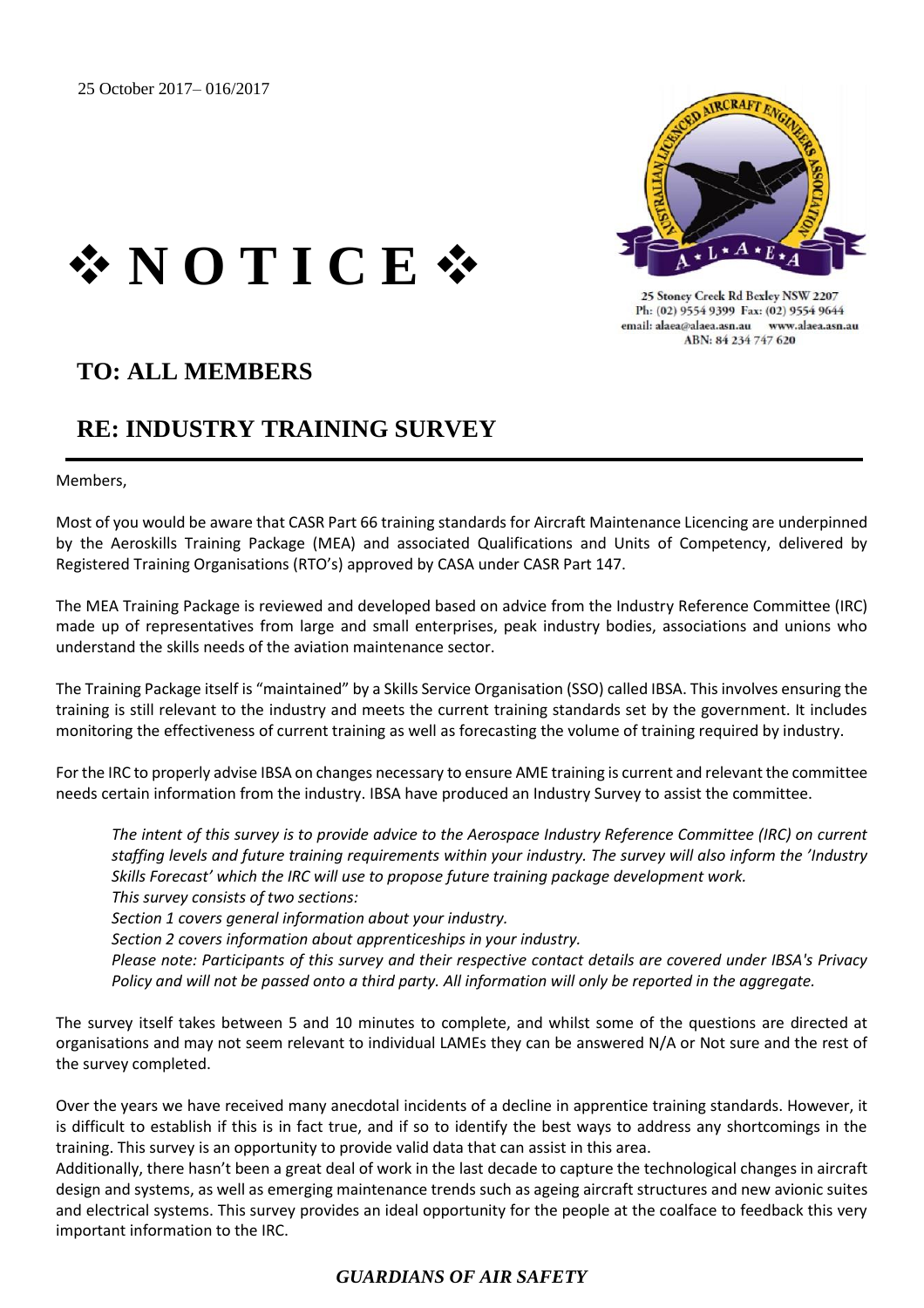25 October 2017– 016/2017

# ❖ NOTICE ❖

25 Stoney Creek Rd Bexley NSW 2207
Ph: (02) 9554 9399 Fax: (02) 9554 9644
email: alaea@alaea.asn.au www.alaea.asn.au
ABN: 84 234 747 620

## TO: ALL MEMBERS

## RE: INDUSTRY TRAINING SURVEY

---

Members,

Most of you would be aware that CASR Part 66 training standards for Aircraft Maintenance Licencing are underpinned by the Aeroskills Training Package (MEA) and associated Qualifications and Units of Competency, delivered by Registered Training Organisations (RTO's) approved by CASA under CASR Part 147.

The MEA Training Package is reviewed and developed based on advice from the Industry Reference Committee (IRC) made up of representatives from large and small enterprises, peak industry bodies, associations and unions who understand the skills needs of the aviation maintenance sector.

The Training Package itself is "maintained" by a Skills Service Organisation (SSO) called IBSA. This involves ensuring the training is still relevant to the industry and meets the current training standards set by the government. It includes monitoring the effectiveness of current training as well as forecasting the volume of training required by industry.

For the IRC to properly advise IBSA on changes necessary to ensure AME training is current and relevant the committee needs certain information from the industry. IBSA have produced an Industry Survey to assist the committee.

> *The intent of this survey is to provide advice to the Aerospace Industry Reference Committee (IRC) on current staffing levels and future training requirements within your industry. The survey will also inform the 'Industry Skills Forecast' which the IRC will use to propose future training package development work.*
> *This survey consists of two sections:*
> *Section 1 covers general information about your industry.*
> *Section 2 covers information about apprenticeships in your industry.*
> *Please note: Participants of this survey and their respective contact details are covered under IBSA's Privacy Policy and will not be passed onto a third party. All information will only be reported in the aggregate.*

The survey itself takes between 5 and 10 minutes to complete, and whilst some of the questions are directed at organisations and may not seem relevant to individual LAMEs they can be answered N/A or Not sure and the rest of the survey completed.

Over the years we have received many anecdotal incidents of a decline in apprentice training standards. However, it is difficult to establish if this is in fact true, and if so to identify the best ways to address any shortcomings in the training. This survey is an opportunity to provide valid data that can assist in this area.
Additionally, there hasn't been a great deal of work in the last decade to capture the technological changes in aircraft design and systems, as well as emerging maintenance trends such as ageing aircraft structures and new avionic suites and electrical systems. This survey provides an ideal opportunity for the people at the coalface to feedback this very important information to the IRC.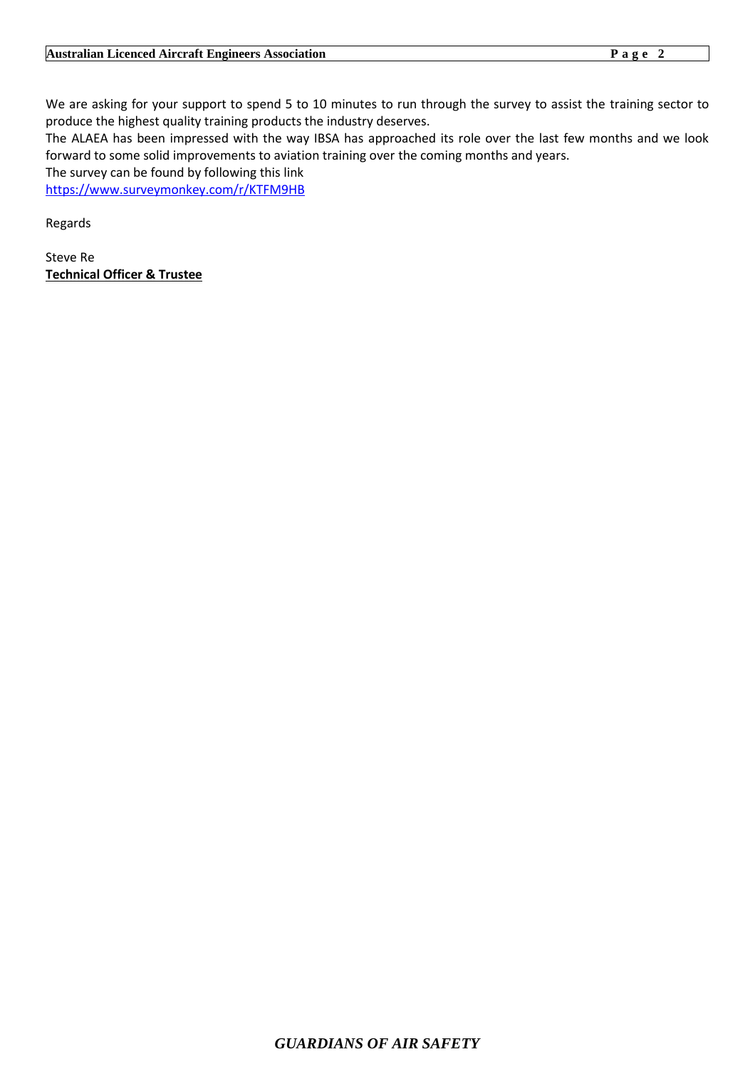We are asking for your support to spend 5 to 10 minutes to run through the survey to assist the training sector to produce the highest quality training products the industry deserves.

The ALAEA has been impressed with the way IBSA has approached its role over the last few months and we look forward to some solid improvements to aviation training over the coming months and years.

The survey can be found by following this link

https://www.surveymonkey.com/r/KTFM9HB

Regards

Steve Re
**Technical Officer & Trustee**

*GUARDIANS OF AIR SAFETY*